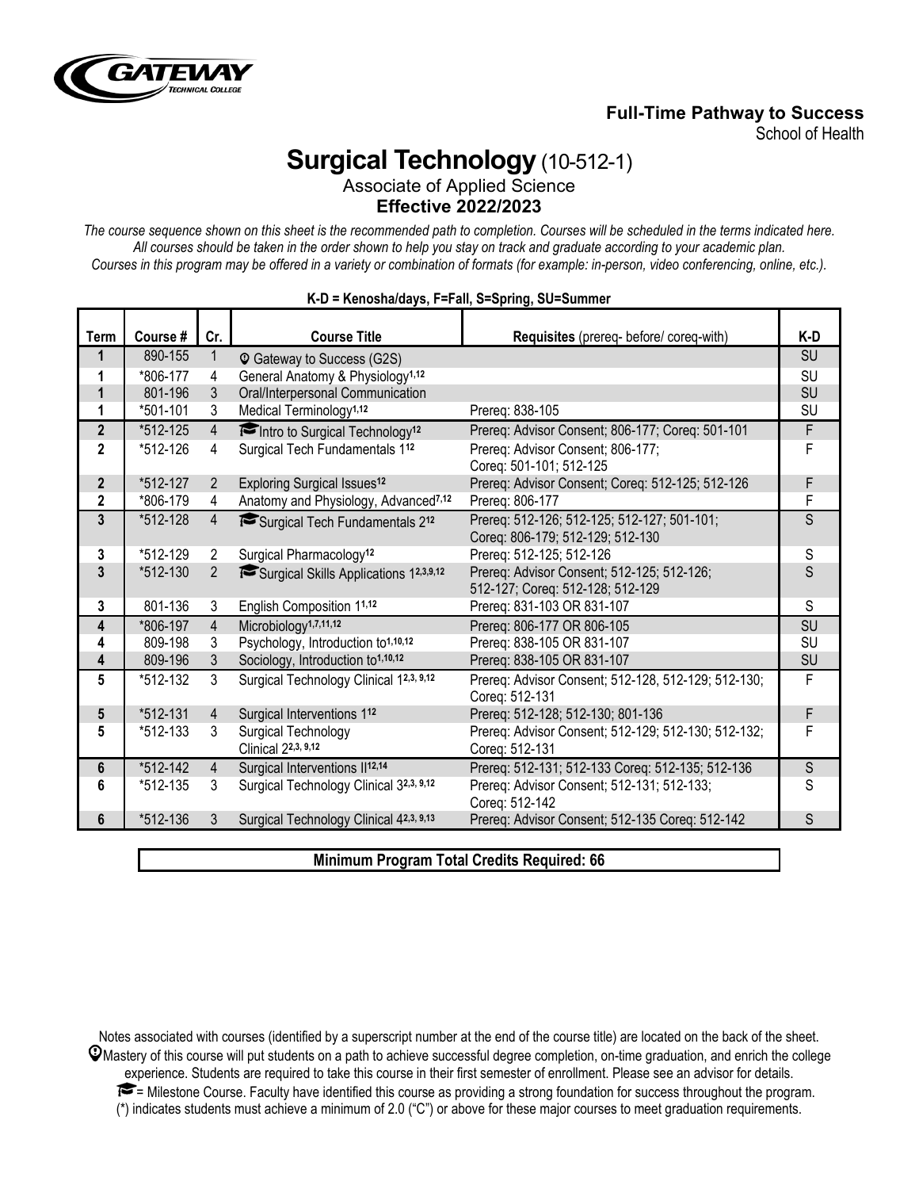**Full-Time Pathway to Success**
School of Health

# Surgical Technology (10-512-1)

Associate of Applied Science
**Effective 2022/2023**

*The course sequence shown on this sheet is the recommended path to completion. Courses will be scheduled in the terms indicated here. All courses should be taken in the order shown to help you stay on track and graduate according to your academic plan.*
*Courses in this program may be offered in a variety or combination of formats (for example: in-person, video conferencing, online, etc.).*

**K-D = Kenosha/days, F=Fall, S=Spring, SU=Summer**

| Term | Course # | Cr. | Course Title | Requisites (prereq- before/ coreq-with) | K-D |
|---|---|---|---|---|---|
| 1 | 890-155 | 1 | Gateway to Success (G2S) | | SU |
| 1 | *806-177 | 4 | General Anatomy & Physiology[1,12] | | SU |
| 1 | 801-196 | 3 | Oral/Interpersonal Communication | | SU |
| 1 | *501-101 | 3 | Medical Terminology[1,12] | Prereq: 838-105 | SU |
| 2 | *512-125 | 4 | Intro to Surgical Technology[12] | Prereq: Advisor Consent; 806-177; Coreq: 501-101 | F |
| 2 | *512-126 | 4 | Surgical Tech Fundamentals 1[12] | Prereq: Advisor Consent; 806-177; Coreq: 501-101; 512-125 | F |
| 2 | *512-127 | 2 | Exploring Surgical Issues[12] | Prereq: Advisor Consent; Coreq: 512-125; 512-126 | F |
| 2 | *806-179 | 4 | Anatomy and Physiology, Advanced[7,12] | Prereq: 806-177 | F |
| 3 | *512-128 | 4 | Surgical Tech Fundamentals 2[12] | Prereq: 512-126; 512-125; 512-127; 501-101; Coreq: 806-179; 512-129; 512-130 | S |
| 3 | *512-129 | 2 | Surgical Pharmacology[12] | Prereq: 512-125; 512-126 | S |
| 3 | *512-130 | 2 | Surgical Skills Applications 1[2,3,9,12] | Prereq: Advisor Consent; 512-125; 512-126; 512-127; Coreq: 512-128; 512-129 | S |
| 3 | 801-136 | 3 | English Composition 1[1,12] | Prereq: 831-103 OR 831-107 | S |
| 4 | *806-197 | 4 | Microbiology[1,7,11,12] | Prereq: 806-177 OR 806-105 | SU |
| 4 | 809-198 | 3 | Psychology, Introduction to[1,10,12] | Prereq: 838-105 OR 831-107 | SU |
| 4 | 809-196 | 3 | Sociology, Introduction to[1,10,12] | Prereq: 838-105 OR 831-107 | SU |
| 5 | *512-132 | 3 | Surgical Technology Clinical 1[2,3,9,12] | Prereq: Advisor Consent; 512-128, 512-129; 512-130; Coreq: 512-131 | F |
| 5 | *512-131 | 4 | Surgical Interventions 1[12] | Prereq: 512-128; 512-130; 801-136 | F |
| 5 | *512-133 | 3 | Surgical Technology Clinical 2[2,3,9,12] | Prereq: Advisor Consent; 512-129; 512-130; 512-132; Coreq: 512-131 | F |
| 6 | *512-142 | 4 | Surgical Interventions II[12,14] | Prereq: 512-131; 512-133 Coreq: 512-135; 512-136 | S |
| 6 | *512-135 | 3 | Surgical Technology Clinical 3[2,3,9,12] | Prereq: Advisor Consent; 512-131; 512-133; Coreq: 512-142 | S |
| 6 | *512-136 | 3 | Surgical Technology Clinical 4[2,3,9,13] | Prereq: Advisor Consent; 512-135 Coreq: 512-142 | S |

**Minimum Program Total Credits Required: 66**

Notes associated with courses (identified by a superscript number at the end of the course title) are located on the back of the sheet.

Mastery of this course will put students on a path to achieve successful degree completion, on-time graduation, and enrich the college experience. Students are required to take this course in their first semester of enrollment. Please see an advisor for details.

= Milestone Course. Faculty have identified this course as providing a strong foundation for success throughout the program.

(*) indicates students must achieve a minimum of 2.0 ("C") or above for these major courses to meet graduation requirements.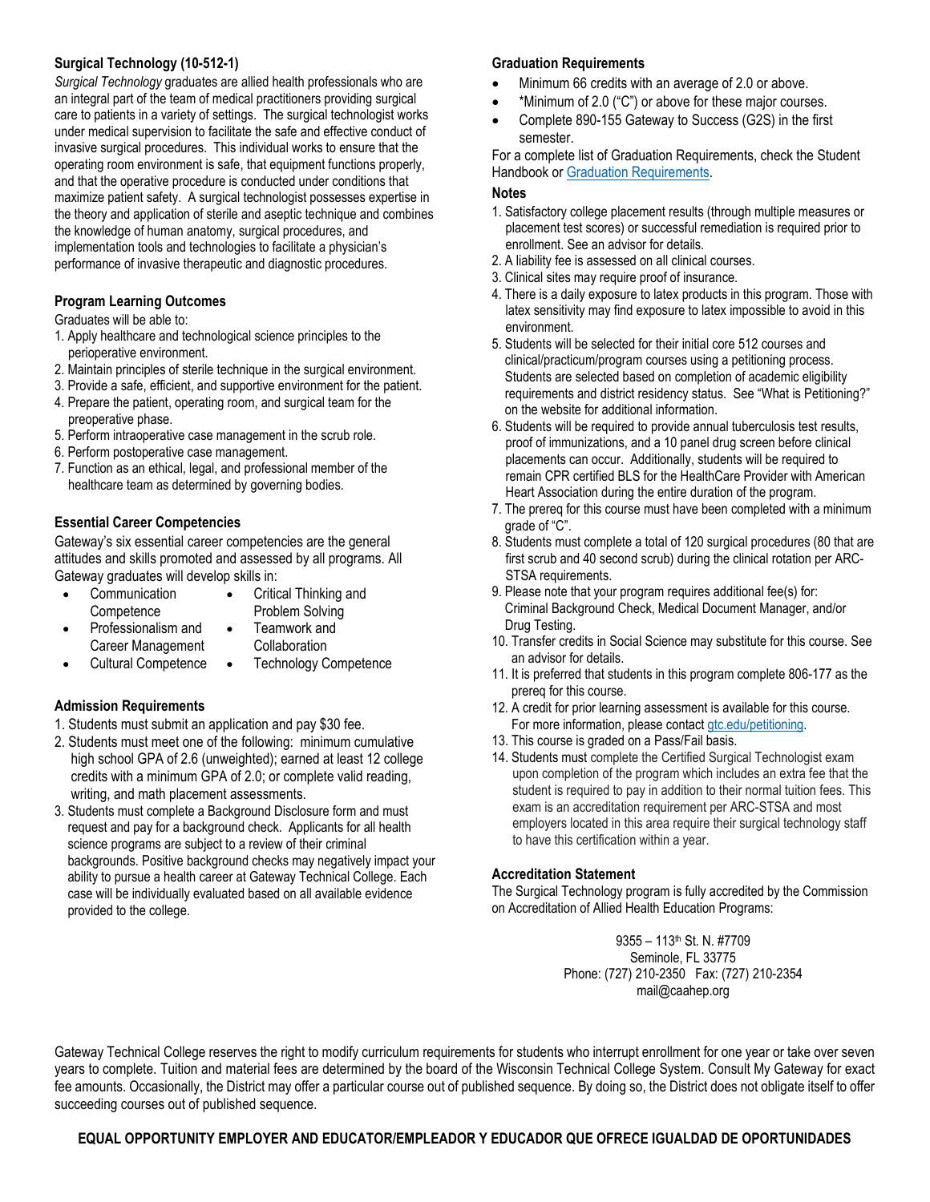### Surgical Technology (10-512-1)

*Surgical Technology* graduates are allied health professionals who are an integral part of the team of medical practitioners providing surgical care to patients in a variety of settings. The surgical technologist works under medical supervision to facilitate the safe and effective conduct of invasive surgical procedures. This individual works to ensure that the operating room environment is safe, that equipment functions properly, and that the operative procedure is conducted under conditions that maximize patient safety. A surgical technologist possesses expertise in the theory and application of sterile and aseptic technique and combines the knowledge of human anatomy, surgical procedures, and implementation tools and technologies to facilitate a physician's performance of invasive therapeutic and diagnostic procedures.

### Program Learning Outcomes

Graduates will be able to:

1. Apply healthcare and technological science principles to the perioperative environment.
2. Maintain principles of sterile technique in the surgical environment.
3. Provide a safe, efficient, and supportive environment for the patient.
4. Prepare the patient, operating room, and surgical team for the preoperative phase.
5. Perform intraoperative case management in the scrub role.
6. Perform postoperative case management.
7. Function as an ethical, legal, and professional member of the healthcare team as determined by governing bodies.

### Essential Career Competencies

Gateway's six essential career competencies are the general attitudes and skills promoted and assessed by all programs. All Gateway graduates will develop skills in:

- Communication Competence
- Critical Thinking and Problem Solving
- Professionalism and Career Management
- Teamwork and Collaboration
- Cultural Competence
- Technology Competence

### Admission Requirements

1. Students must submit an application and pay $30 fee.
2. Students must meet one of the following: minimum cumulative high school GPA of 2.6 (unweighted); earned at least 12 college credits with a minimum GPA of 2.0; or complete valid reading, writing, and math placement assessments.
3. Students must complete a Background Disclosure form and must request and pay for a background check. Applicants for all health science programs are subject to a review of their criminal backgrounds. Positive background checks may negatively impact your ability to pursue a health career at Gateway Technical College. Each case will be individually evaluated based on all available evidence provided to the college.

### Graduation Requirements

- Minimum 66 credits with an average of 2.0 or above.
- *Minimum of 2.0 ("C") or above for these major courses.
- Complete 890-155 Gateway to Success (G2S) in the first semester.

For a complete list of Graduation Requirements, check the Student Handbook or Graduation Requirements.

### Notes

1. Satisfactory college placement results (through multiple measures or placement test scores) or successful remediation is required prior to enrollment. See an advisor for details.
2. A liability fee is assessed on all clinical courses.
3. Clinical sites may require proof of insurance.
4. There is a daily exposure to latex products in this program. Those with latex sensitivity may find exposure to latex impossible to avoid in this environment.
5. Students will be selected for their initial core 512 courses and clinical/practicum/program courses using a petitioning process. Students are selected based on completion of academic eligibility requirements and district residency status. See "What is Petitioning?" on the website for additional information.
6. Students will be required to provide annual tuberculosis test results, proof of immunizations, and a 10 panel drug screen before clinical placements can occur. Additionally, students will be required to remain CPR certified BLS for the HealthCare Provider with American Heart Association during the entire duration of the program.
7. The prereq for this course must have been completed with a minimum grade of "C".
8. Students must complete a total of 120 surgical procedures (80 that are first scrub and 40 second scrub) during the clinical rotation per ARC-STSA requirements.
9. Please note that your program requires additional fee(s) for: Criminal Background Check, Medical Document Manager, and/or Drug Testing.
10. Transfer credits in Social Science may substitute for this course. See an advisor for details.
11. It is preferred that students in this program complete 806-177 as the prereq for this course.
12. A credit for prior learning assessment is available for this course. For more information, please contact gtc.edu/petitioning.
13. This course is graded on a Pass/Fail basis.
14. Students must complete the Certified Surgical Technologist exam upon completion of the program which includes an extra fee that the student is required to pay in addition to their normal tuition fees. This exam is an accreditation requirement per ARC-STSA and most employers located in this area require their surgical technology staff to have this certification within a year.

### Accreditation Statement

The Surgical Technology program is fully accredited by the Commission on Accreditation of Allied Health Education Programs:

9355 – 113th St. N. #7709
Seminole, FL 33775
Phone: (727) 210-2350 Fax: (727) 210-2354
mail@caahep.org

Gateway Technical College reserves the right to modify curriculum requirements for students who interrupt enrollment for one year or take over seven years to complete. Tuition and material fees are determined by the board of the Wisconsin Technical College System. Consult My Gateway for exact fee amounts. Occasionally, the District may offer a particular course out of published sequence. By doing so, the District does not obligate itself to offer succeeding courses out of published sequence.

**EQUAL OPPORTUNITY EMPLOYER AND EDUCATOR/EMPLEADOR Y EDUCADOR QUE OFRECE IGUALDAD DE OPORTUNIDADES**